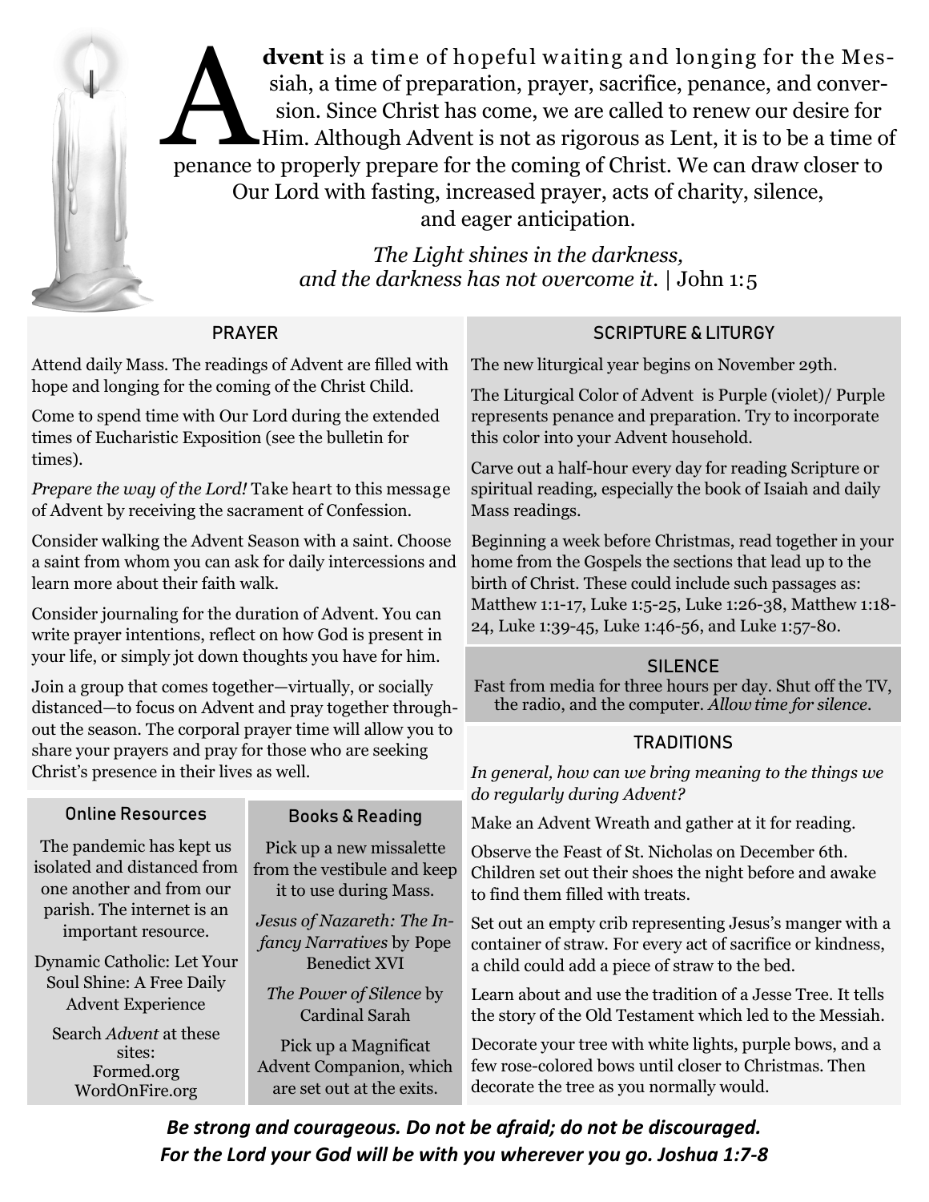**Advent** is a time of hopeful waiting and longing for the Messiah, a time of preparation, prayer, sacrifice, penance, and conversion. Since Christ has come, we are called to renew our desire for Him. Although Advent is not as rigorous as Lent, it is to be a time of penance to properly prepare for the coming of Christ. We can draw closer to Our Lord with fasting, increased prayer, acts of charity, silence, and eager anticipation.

*The Light shines in the darkness, and the darkness has not overcome it.* | John 1:5

## PRAYER

Attend daily Mass. The readings of Advent are filled with hope and longing for the coming of the Christ Child.

Come to spend time with Our Lord during the extended times of Eucharistic Exposition (see the bulletin for times).

*Prepare the way of the Lord!* Take heart to this message of Advent by receiving the sacrament of Confession.

Consider walking the Advent Season with a saint. Choose a saint from whom you can ask for daily intercessions and learn more about their faith walk.

Consider journaling for the duration of Advent. You can write prayer intentions, reflect on how God is present in your life, or simply jot down thoughts you have for him.

Join a group that comes together—virtually, or socially distanced—to focus on Advent and pray together throughout the season. The corporal prayer time will allow you to share your prayers and pray for those who are seeking Christ's presence in their lives as well.

### Online Resources

The pandemic has kept us isolated and distanced from one another and from our parish. The internet is an important resource.

Dynamic Catholic: Let Your Soul Shine: A Free Daily Advent Experience

Search *Advent* at these sites:
Formed.org
WordOnFire.org

### Books & Reading

Pick up a new missalette from the vestibule and keep it to use during Mass.

*Jesus of Nazareth: The Infancy Narratives* by Pope Benedict XVI

*The Power of Silence* by Cardinal Sarah

Pick up a Magnificat Advent Companion, which are set out at the exits.

## SCRIPTURE & LITURGY

The new liturgical year begins on November 29th.

The Liturgical Color of Advent is Purple (violet)/ Purple represents penance and preparation. Try to incorporate this color into your Advent household.

Carve out a half-hour every day for reading Scripture or spiritual reading, especially the book of Isaiah and daily Mass readings.

Beginning a week before Christmas, read together in your home from the Gospels the sections that lead up to the birth of Christ. These could include such passages as: Matthew 1:1-17, Luke 1:5-25, Luke 1:26-38, Matthew 1:18-24, Luke 1:39-45, Luke 1:46-56, and Luke 1:57-80.

## SILENCE

Fast from media for three hours per day. Shut off the TV, the radio, and the computer. *Allow time for silence.*

## TRADITIONS

*In general, how can we bring meaning to the things we do regularly during Advent?*

Make an Advent Wreath and gather at it for reading.

Observe the Feast of St. Nicholas on December 6th. Children set out their shoes the night before and awake to find them filled with treats.

Set out an empty crib representing Jesus's manger with a container of straw. For every act of sacrifice or kindness, a child could add a piece of straw to the bed.

Learn about and use the tradition of a Jesse Tree. It tells the story of the Old Testament which led to the Messiah.

Decorate your tree with white lights, purple bows, and a few rose-colored bows until closer to Christmas. Then decorate the tree as you normally would.

***Be strong and courageous. Do not be afraid; do not be discouraged. For the Lord your God will be with you wherever you go. Joshua 1:7-8***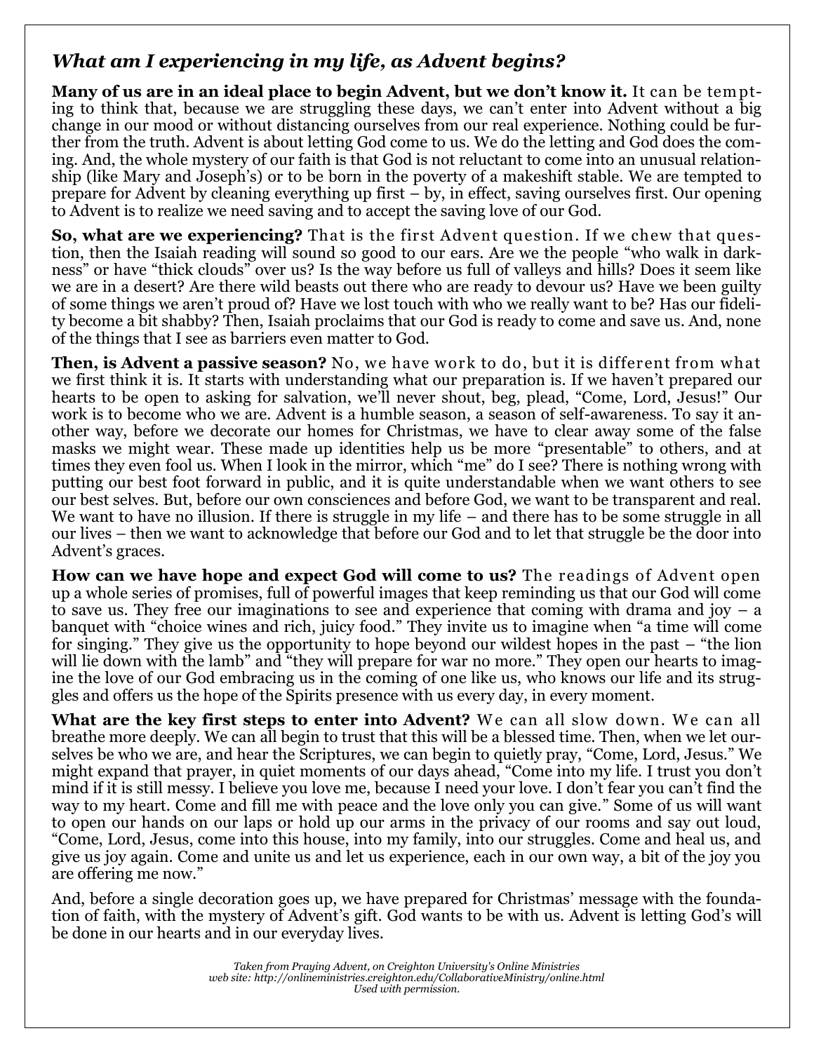## *What am I experiencing in my life, as Advent begins?*

**Many of us are in an ideal place to begin Advent, but we don't know it.** It can be tempting to think that, because we are struggling these days, we can't enter into Advent without a big change in our mood or without distancing ourselves from our real experience. Nothing could be further from the truth. Advent is about letting God come to us. We do the letting and God does the coming. And, the whole mystery of our faith is that God is not reluctant to come into an unusual relationship (like Mary and Joseph's) or to be born in the poverty of a makeshift stable. We are tempted to prepare for Advent by cleaning everything up first – by, in effect, saving ourselves first. Our opening to Advent is to realize we need saving and to accept the saving love of our God.

**So, what are we experiencing?** That is the first Advent question. If we chew that question, then the Isaiah reading will sound so good to our ears. Are we the people "who walk in darkness" or have "thick clouds" over us? Is the way before us full of valleys and hills? Does it seem like we are in a desert? Are there wild beasts out there who are ready to devour us? Have we been guilty of some things we aren't proud of? Have we lost touch with who we really want to be? Has our fidelity become a bit shabby? Then, Isaiah proclaims that our God is ready to come and save us. And, none of the things that I see as barriers even matter to God.

**Then, is Advent a passive season?** No, we have work to do, but it is different from what we first think it is. It starts with understanding what our preparation is. If we haven't prepared our hearts to be open to asking for salvation, we'll never shout, beg, plead, "Come, Lord, Jesus!" Our work is to become who we are. Advent is a humble season, a season of self-awareness. To say it another way, before we decorate our homes for Christmas, we have to clear away some of the false masks we might wear. These made up identities help us be more "presentable" to others, and at times they even fool us. When I look in the mirror, which "me" do I see? There is nothing wrong with putting our best foot forward in public, and it is quite understandable when we want others to see our best selves. But, before our own consciences and before God, we want to be transparent and real. We want to have no illusion. If there is struggle in my life – and there has to be some struggle in all our lives – then we want to acknowledge that before our God and to let that struggle be the door into Advent's graces.

**How can we have hope and expect God will come to us?** The readings of Advent open up a whole series of promises, full of powerful images that keep reminding us that our God will come to save us. They free our imaginations to see and experience that coming with drama and joy – a banquet with "choice wines and rich, juicy food." They invite us to imagine when "a time will come for singing." They give us the opportunity to hope beyond our wildest hopes in the past – "the lion will lie down with the lamb" and "they will prepare for war no more." They open our hearts to imagine the love of our God embracing us in the coming of one like us, who knows our life and its struggles and offers us the hope of the Spirits presence with us every day, in every moment.

**What are the key first steps to enter into Advent?** We can all slow down. We can all breathe more deeply. We can all begin to trust that this will be a blessed time. Then, when we let ourselves be who we are, and hear the Scriptures, we can begin to quietly pray, "Come, Lord, Jesus." We might expand that prayer, in quiet moments of our days ahead, "Come into my life. I trust you don't mind if it is still messy. I believe you love me, because I need your love. I don't fear you can't find the way to my heart. Come and fill me with peace and the love only you can give." Some of us will want to open our hands on our laps or hold up our arms in the privacy of our rooms and say out loud, "Come, Lord, Jesus, come into this house, into my family, into our struggles. Come and heal us, and give us joy again. Come and unite us and let us experience, each in our own way, a bit of the joy you are offering me now."

And, before a single decoration goes up, we have prepared for Christmas' message with the foundation of faith, with the mystery of Advent's gift. God wants to be with us. Advent is letting God's will be done in our hearts and in our everyday lives.

*Taken from Praying Advent, on Creighton University's Online Ministries*
*web site: http://onlineministries.creighton.edu/CollaborativeMinistry/online.html*
*Used with permission.*